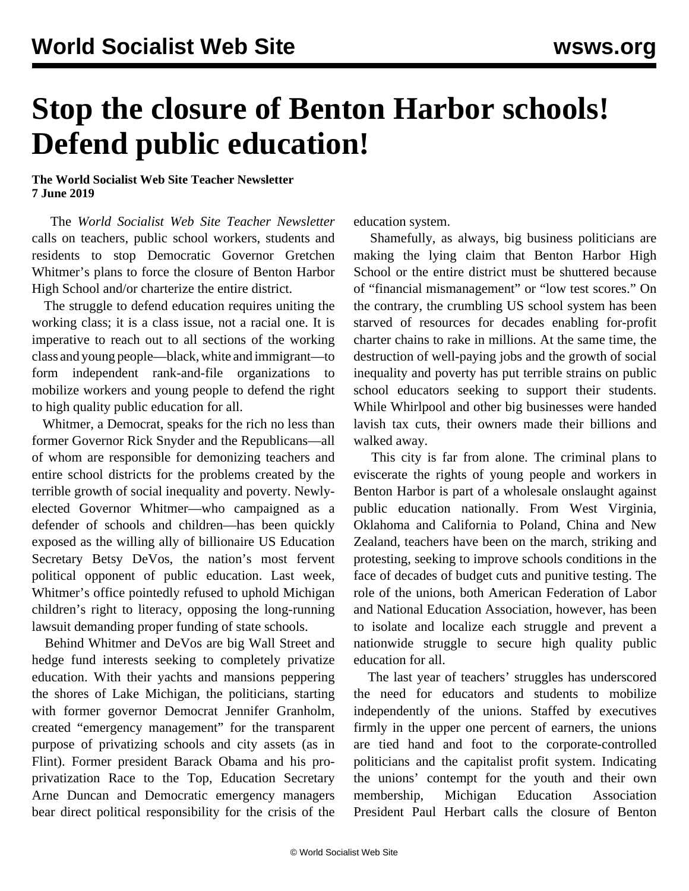# Stop the closure of Benton Harbor schools! Defend public education!

**The World Socialist Web Site Teacher Newsletter**
**7 June 2019**

The *World Socialist Web Site Teacher Newsletter* calls on teachers, public school workers, students and residents to stop Democratic Governor Gretchen Whitmer's plans to force the closure of Benton Harbor High School and/or charterize the entire district.

The struggle to defend education requires uniting the working class; it is a class issue, not a racial one. It is imperative to reach out to all sections of the working class and young people—black, white and immigrant—to form independent rank-and-file organizations to mobilize workers and young people to defend the right to high quality public education for all.

Whitmer, a Democrat, speaks for the rich no less than former Governor Rick Snyder and the Republicans—all of whom are responsible for demonizing teachers and entire school districts for the problems created by the terrible growth of social inequality and poverty. Newly-elected Governor Whitmer—who campaigned as a defender of schools and children—has been quickly exposed as the willing ally of billionaire US Education Secretary Betsy DeVos, the nation's most fervent political opponent of public education. Last week, Whitmer's office pointedly refused to uphold Michigan children's right to literacy, opposing the long-running lawsuit demanding proper funding of state schools.

Behind Whitmer and DeVos are big Wall Street and hedge fund interests seeking to completely privatize education. With their yachts and mansions peppering the shores of Lake Michigan, the politicians, starting with former governor Democrat Jennifer Granholm, created "emergency management" for the transparent purpose of privatizing schools and city assets (as in Flint). Former president Barack Obama and his pro-privatization Race to the Top, Education Secretary Arne Duncan and Democratic emergency managers bear direct political responsibility for the crisis of the education system.

Shamefully, as always, big business politicians are making the lying claim that Benton Harbor High School or the entire district must be shuttered because of "financial mismanagement" or "low test scores." On the contrary, the crumbling US school system has been starved of resources for decades enabling for-profit charter chains to rake in millions. At the same time, the destruction of well-paying jobs and the growth of social inequality and poverty has put terrible strains on public school educators seeking to support their students. While Whirlpool and other big businesses were handed lavish tax cuts, their owners made their billions and walked away.

This city is far from alone. The criminal plans to eviscerate the rights of young people and workers in Benton Harbor is part of a wholesale onslaught against public education nationally. From West Virginia, Oklahoma and California to Poland, China and New Zealand, teachers have been on the march, striking and protesting, seeking to improve schools conditions in the face of decades of budget cuts and punitive testing. The role of the unions, both American Federation of Labor and National Education Association, however, has been to isolate and localize each struggle and prevent a nationwide struggle to secure high quality public education for all.

The last year of teachers' struggles has underscored the need for educators and students to mobilize independently of the unions. Staffed by executives firmly in the upper one percent of earners, the unions are tied hand and foot to the corporate-controlled politicians and the capitalist profit system. Indicating the unions' contempt for the youth and their own membership, Michigan Education Association President Paul Herbart calls the closure of Benton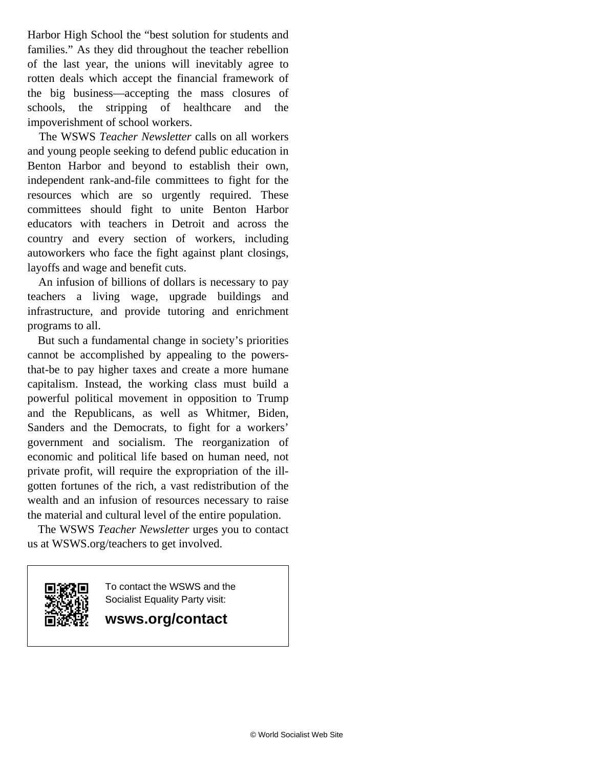Harbor High School the "best solution for students and families." As they did throughout the teacher rebellion of the last year, the unions will inevitably agree to rotten deals which accept the financial framework of the big business—accepting the mass closures of schools, the stripping of healthcare and the impoverishment of school workers.

The WSWS *Teacher Newsletter* calls on all workers and young people seeking to defend public education in Benton Harbor and beyond to establish their own, independent rank-and-file committees to fight for the resources which are so urgently required. These committees should fight to unite Benton Harbor educators with teachers in Detroit and across the country and every section of workers, including autoworkers who face the fight against plant closings, layoffs and wage and benefit cuts.

An infusion of billions of dollars is necessary to pay teachers a living wage, upgrade buildings and infrastructure, and provide tutoring and enrichment programs to all.

But such a fundamental change in society's priorities cannot be accomplished by appealing to the powers-that-be to pay higher taxes and create a more humane capitalism. Instead, the working class must build a powerful political movement in opposition to Trump and the Republicans, as well as Whitmer, Biden, Sanders and the Democrats, to fight for a workers' government and socialism. The reorganization of economic and political life based on human need, not private profit, will require the expropriation of the ill-gotten fortunes of the rich, a vast redistribution of the wealth and an infusion of resources necessary to raise the material and cultural level of the entire population.

The WSWS *Teacher Newsletter* urges you to contact us at WSWS.org/teachers to get involved.

To contact the WSWS and the Socialist Equality Party visit:

**wsws.org/contact**

© World Socialist Web Site